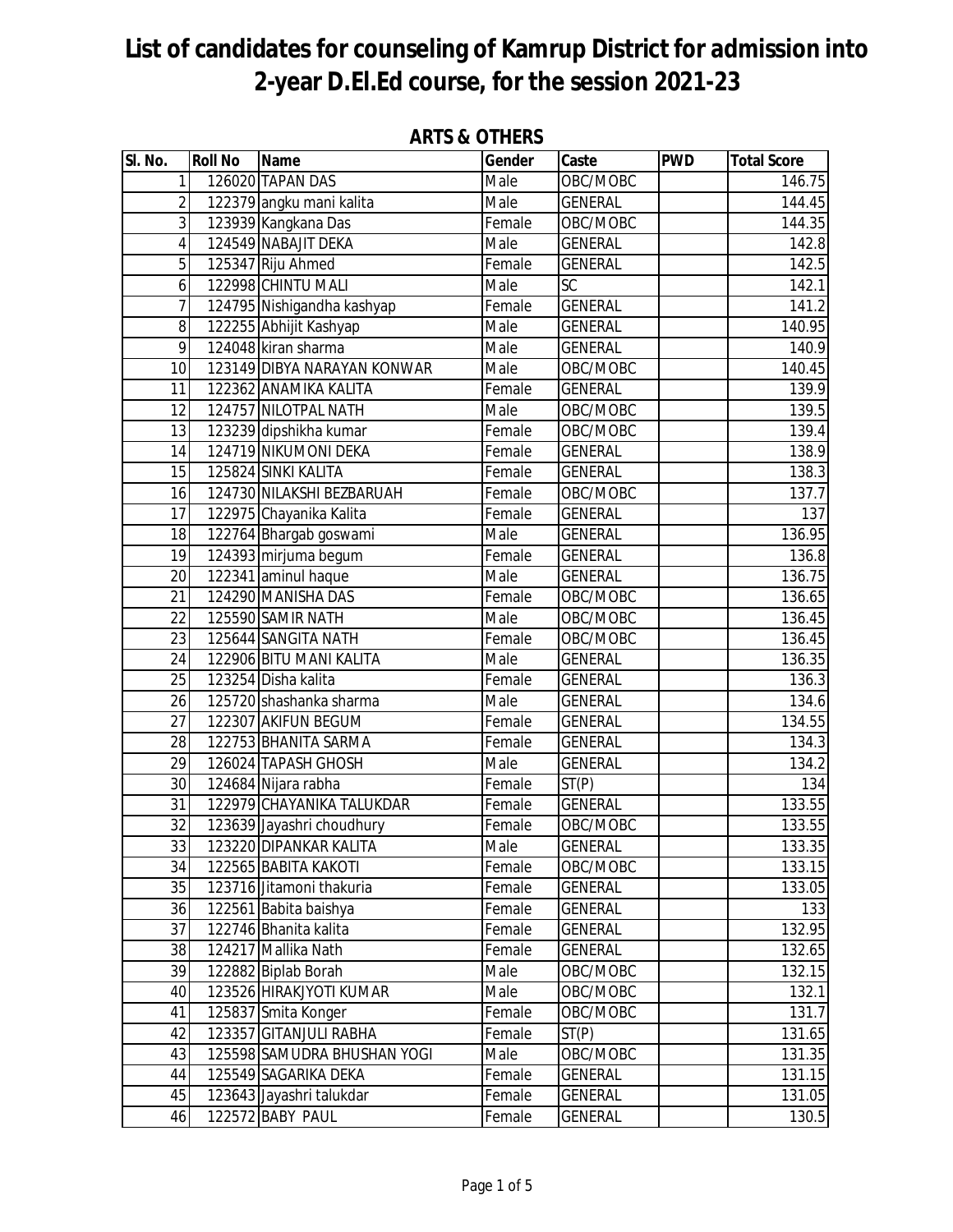# List of candidates for counseling of Kamrup District for admission into 2-year D.El.Ed course, for the session 2021-23

## ARTS & OTHERS

| Sl. No. | Roll No | Name | Gender | Caste | PWD | Total Score |
|---|---|---|---|---|---|---|
| 1 | 126020 | TAPAN DAS | Male | OBC/MOBC | | 146.75 |
| 2 | 122379 | angku mani kalita | Male | GENERAL | | 144.45 |
| 3 | 123939 | Kangkana Das | Female | OBC/MOBC | | 144.35 |
| 4 | 124549 | NABAJIT DEKA | Male | GENERAL | | 142.8 |
| 5 | 125347 | Riju Ahmed | Female | GENERAL | | 142.5 |
| 6 | 122998 | CHINTU MALI | Male | SC | | 142.1 |
| 7 | 124795 | Nishigandha kashyap | Female | GENERAL | | 141.2 |
| 8 | 122255 | Abhijit Kashyap | Male | GENERAL | | 140.95 |
| 9 | 124048 | kiran sharma | Male | GENERAL | | 140.9 |
| 10 | 123149 | DIBYA NARAYAN KONWAR | Male | OBC/MOBC | | 140.45 |
| 11 | 122362 | ANAMIKA KALITA | Female | GENERAL | | 139.9 |
| 12 | 124757 | NILOTPAL NATH | Male | OBC/MOBC | | 139.5 |
| 13 | 123239 | dipshikha kumar | Female | OBC/MOBC | | 139.4 |
| 14 | 124719 | NIKUMONI DEKA | Female | GENERAL | | 138.9 |
| 15 | 125824 | SINKI KALITA | Female | GENERAL | | 138.3 |
| 16 | 124730 | NILAKSHI BEZBARUAH | Female | OBC/MOBC | | 137.7 |
| 17 | 122975 | Chayanika Kalita | Female | GENERAL | | 137 |
| 18 | 122764 | Bhargab goswami | Male | GENERAL | | 136.95 |
| 19 | 124393 | mirjuma begum | Female | GENERAL | | 136.8 |
| 20 | 122341 | aminul haque | Male | GENERAL | | 136.75 |
| 21 | 124290 | MANISHA DAS | Female | OBC/MOBC | | 136.65 |
| 22 | 125590 | SAMIR NATH | Male | OBC/MOBC | | 136.45 |
| 23 | 125644 | SANGITA NATH | Female | OBC/MOBC | | 136.45 |
| 24 | 122906 | BITU MANI KALITA | Male | GENERAL | | 136.35 |
| 25 | 123254 | Disha kalita | Female | GENERAL | | 136.3 |
| 26 | 125720 | shashanka sharma | Male | GENERAL | | 134.6 |
| 27 | 122307 | AKIFUN BEGUM | Female | GENERAL | | 134.55 |
| 28 | 122753 | BHANITA SARMA | Female | GENERAL | | 134.3 |
| 29 | 126024 | TAPASH GHOSH | Male | GENERAL | | 134.2 |
| 30 | 124684 | Nijara rabha | Female | ST(P) | | 134 |
| 31 | 122979 | CHAYANIKA TALUKDAR | Female | GENERAL | | 133.55 |
| 32 | 123639 | Jayashri choudhury | Female | OBC/MOBC | | 133.55 |
| 33 | 123220 | DIPANKAR KALITA | Male | GENERAL | | 133.35 |
| 34 | 122565 | BABITA KAKOTI | Female | OBC/MOBC | | 133.15 |
| 35 | 123716 | Jitamoni thakuria | Female | GENERAL | | 133.05 |
| 36 | 122561 | Babita baishya | Female | GENERAL | | 133 |
| 37 | 122746 | Bhanita kalita | Female | GENERAL | | 132.95 |
| 38 | 124217 | Mallika Nath | Female | GENERAL | | 132.65 |
| 39 | 122882 | Biplab Borah | Male | OBC/MOBC | | 132.15 |
| 40 | 123526 | HIRAKJYOTI KUMAR | Male | OBC/MOBC | | 132.1 |
| 41 | 125837 | Smita Konger | Female | OBC/MOBC | | 131.7 |
| 42 | 123357 | GITANJULI RABHA | Female | ST(P) | | 131.65 |
| 43 | 125598 | SAMUDRA BHUSHAN YOGI | Male | OBC/MOBC | | 131.35 |
| 44 | 125549 | SAGARIKA DEKA | Female | GENERAL | | 131.15 |
| 45 | 123643 | Jayashri talukdar | Female | GENERAL | | 131.05 |
| 46 | 122572 | BABY PAUL | Female | GENERAL | | 130.5 |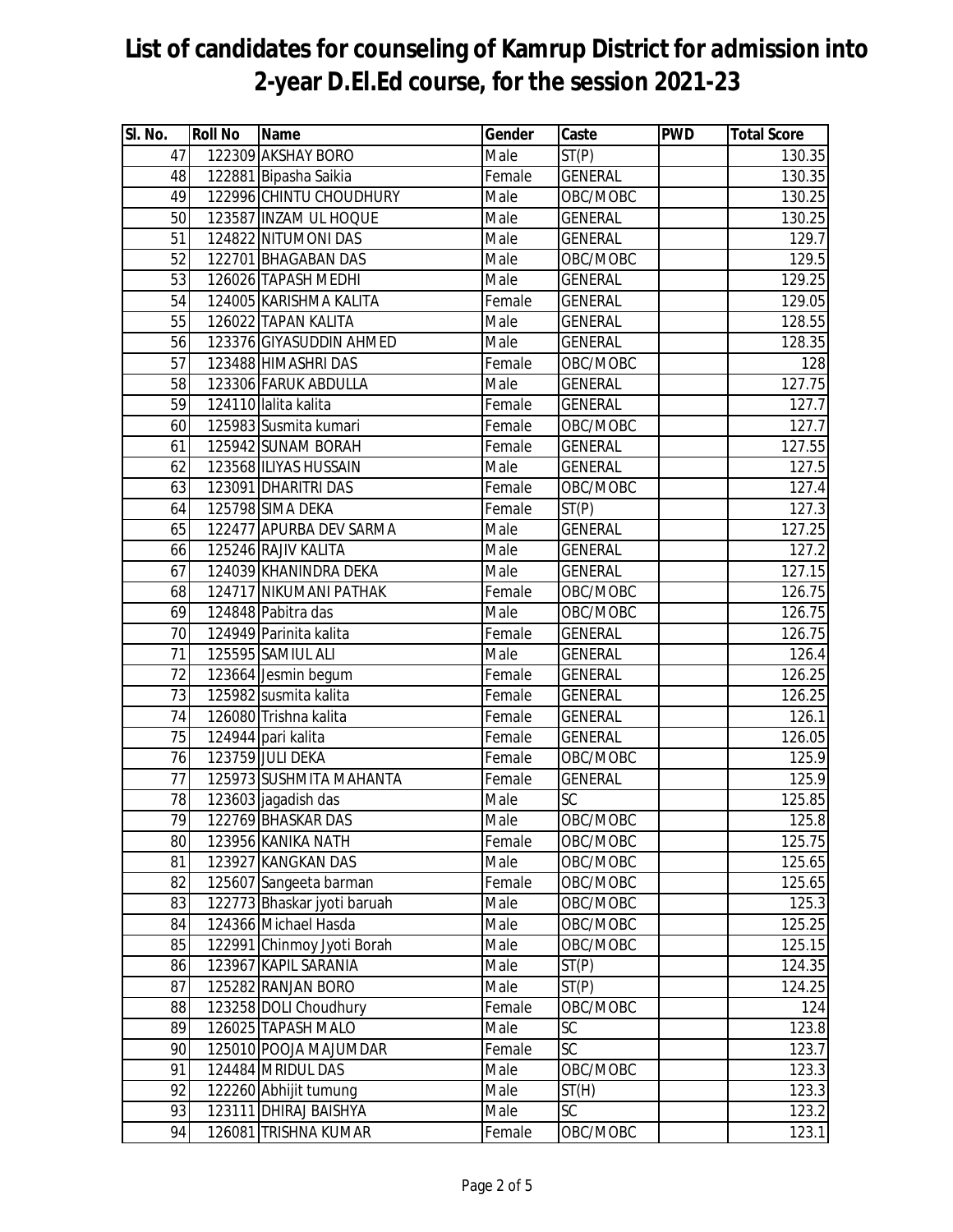# List of candidates for counseling of Kamrup District for admission into 2-year D.El.Ed course, for the session 2021-23

| Sl. No. | Roll No | Name | Gender | Caste | PWD | Total Score |
|---|---|---|---|---|---|---|
| 47 | 122309 | AKSHAY BORO | Male | ST(P) | | 130.35 |
| 48 | 122881 | Bipasha Saikia | Female | GENERAL | | 130.35 |
| 49 | 122996 | CHINTU CHOUDHURY | Male | OBC/MOBC | | 130.25 |
| 50 | 123587 | INZAM UL HOQUE | Male | GENERAL | | 130.25 |
| 51 | 124822 | NITUMONI DAS | Male | GENERAL | | 129.7 |
| 52 | 122701 | BHAGABAN DAS | Male | OBC/MOBC | | 129.5 |
| 53 | 126026 | TAPASH MEDHI | Male | GENERAL | | 129.25 |
| 54 | 124005 | KARISHMA KALITA | Female | GENERAL | | 129.05 |
| 55 | 126022 | TAPAN KALITA | Male | GENERAL | | 128.55 |
| 56 | 123376 | GIYASUDDIN AHMED | Male | GENERAL | | 128.35 |
| 57 | 123488 | HIMASHRI DAS | Female | OBC/MOBC | | 128 |
| 58 | 123306 | FARUK ABDULLA | Male | GENERAL | | 127.75 |
| 59 | 124110 | lalita kalita | Female | GENERAL | | 127.7 |
| 60 | 125983 | Susmita kumari | Female | OBC/MOBC | | 127.7 |
| 61 | 125942 | SUNAM BORAH | Female | GENERAL | | 127.55 |
| 62 | 123568 | ILIYAS HUSSAIN | Male | GENERAL | | 127.5 |
| 63 | 123091 | DHARITRI DAS | Female | OBC/MOBC | | 127.4 |
| 64 | 125798 | SIMA DEKA | Female | ST(P) | | 127.3 |
| 65 | 122477 | APURBA DEV SARMA | Male | GENERAL | | 127.25 |
| 66 | 125246 | RAJIV KALITA | Male | GENERAL | | 127.2 |
| 67 | 124039 | KHANINDRA DEKA | Male | GENERAL | | 127.15 |
| 68 | 124717 | NIKUMANI PATHAK | Female | OBC/MOBC | | 126.75 |
| 69 | 124848 | Pabitra das | Male | OBC/MOBC | | 126.75 |
| 70 | 124949 | Parinita kalita | Female | GENERAL | | 126.75 |
| 71 | 125595 | SAMIUL ALI | Male | GENERAL | | 126.4 |
| 72 | 123664 | Jesmin begum | Female | GENERAL | | 126.25 |
| 73 | 125982 | susmita kalita | Female | GENERAL | | 126.25 |
| 74 | 126080 | Trishna kalita | Female | GENERAL | | 126.1 |
| 75 | 124944 | pari kalita | Female | GENERAL | | 126.05 |
| 76 | 123759 | JULI DEKA | Female | OBC/MOBC | | 125.9 |
| 77 | 125973 | SUSHMITA MAHANTA | Female | GENERAL | | 125.9 |
| 78 | 123603 | jagadish das | Male | SC | | 125.85 |
| 79 | 122769 | BHASKAR DAS | Male | OBC/MOBC | | 125.8 |
| 80 | 123956 | KANIKA NATH | Female | OBC/MOBC | | 125.75 |
| 81 | 123927 | KANGKAN DAS | Male | OBC/MOBC | | 125.65 |
| 82 | 125607 | Sangeeta barman | Female | OBC/MOBC | | 125.65 |
| 83 | 122773 | Bhaskar jyoti baruah | Male | OBC/MOBC | | 125.3 |
| 84 | 124366 | Michael Hasda | Male | OBC/MOBC | | 125.25 |
| 85 | 122991 | Chinmoy Jyoti Borah | Male | OBC/MOBC | | 125.15 |
| 86 | 123967 | KAPIL SARANIA | Male | ST(P) | | 124.35 |
| 87 | 125282 | RANJAN BORO | Male | ST(P) | | 124.25 |
| 88 | 123258 | DOLI Choudhury | Female | OBC/MOBC | | 124 |
| 89 | 126025 | TAPASH MALO | Male | SC | | 123.8 |
| 90 | 125010 | POOJA MAJUMDAR | Female | SC | | 123.7 |
| 91 | 124484 | MRIDUL DAS | Male | OBC/MOBC | | 123.3 |
| 92 | 122260 | Abhijit tumung | Male | ST(H) | | 123.3 |
| 93 | 123111 | DHIRAJ BAISHYA | Male | SC | | 123.2 |
| 94 | 126081 | TRISHNA KUMAR | Female | OBC/MOBC | | 123.1 |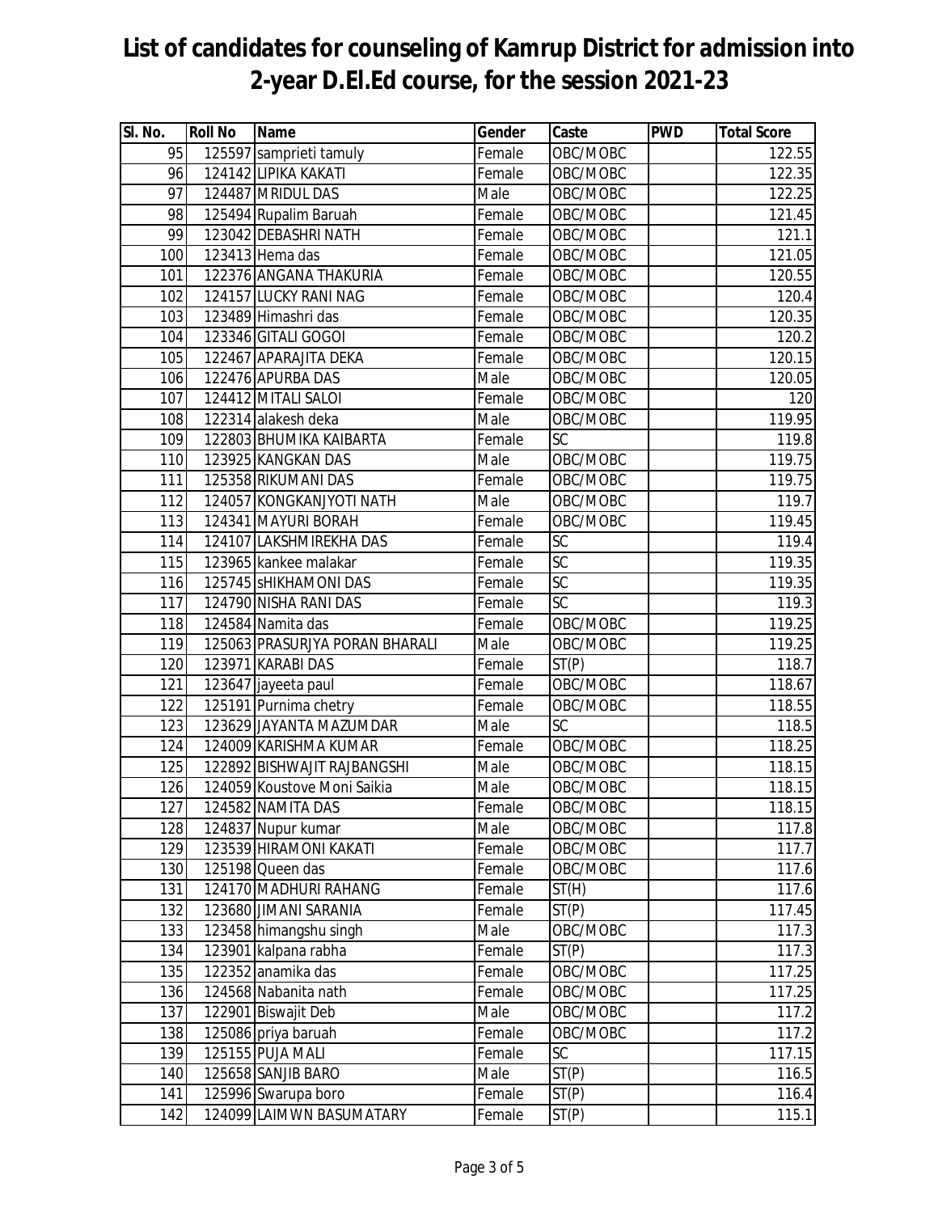# List of candidates for counseling of Kamrup District for admission into 2-year D.El.Ed course, for the session 2021-23

| Sl. No. | Roll No | Name | Gender | Caste | PWD | Total Score |
|---|---|---|---|---|---|---|
| 95 | 125597 | samprieti tamuly | Female | OBC/MOBC | | 122.55 |
| 96 | 124142 | LIPIKA KAKATI | Female | OBC/MOBC | | 122.35 |
| 97 | 124487 | MRIDUL DAS | Male | OBC/MOBC | | 122.25 |
| 98 | 125494 | Rupalim Baruah | Female | OBC/MOBC | | 121.45 |
| 99 | 123042 | DEBASHRI NATH | Female | OBC/MOBC | | 121.1 |
| 100 | 123413 | Hema das | Female | OBC/MOBC | | 121.05 |
| 101 | 122376 | ANGANA THAKURIA | Female | OBC/MOBC | | 120.55 |
| 102 | 124157 | LUCKY RANI NAG | Female | OBC/MOBC | | 120.4 |
| 103 | 123489 | Himashri das | Female | OBC/MOBC | | 120.35 |
| 104 | 123346 | GITALI GOGOI | Female | OBC/MOBC | | 120.2 |
| 105 | 122467 | APARAJITA DEKA | Female | OBC/MOBC | | 120.15 |
| 106 | 122476 | APURBA DAS | Male | OBC/MOBC | | 120.05 |
| 107 | 124412 | MITALI SALOI | Female | OBC/MOBC | | 120 |
| 108 | 122314 | alakesh deka | Male | OBC/MOBC | | 119.95 |
| 109 | 122803 | BHUMIKA KAIBARTA | Female | SC | | 119.8 |
| 110 | 123925 | KANGKAN DAS | Male | OBC/MOBC | | 119.75 |
| 111 | 125358 | RIKUMANI DAS | Female | OBC/MOBC | | 119.75 |
| 112 | 124057 | KONGKANJYOTI NATH | Male | OBC/MOBC | | 119.7 |
| 113 | 124341 | MAYURI BORAH | Female | OBC/MOBC | | 119.45 |
| 114 | 124107 | LAKSHMIREKHA DAS | Female | SC | | 119.4 |
| 115 | 123965 | kankee malakar | Female | SC | | 119.35 |
| 116 | 125745 | sHIKHAMONI DAS | Female | SC | | 119.35 |
| 117 | 124790 | NISHA RANI DAS | Female | SC | | 119.3 |
| 118 | 124584 | Namita das | Female | OBC/MOBC | | 119.25 |
| 119 | 125063 | PRASURJYA PORAN BHARALI | Male | OBC/MOBC | | 119.25 |
| 120 | 123971 | KARABI DAS | Female | ST(P) | | 118.7 |
| 121 | 123647 | jayeeta paul | Female | OBC/MOBC | | 118.67 |
| 122 | 125191 | Purnima chetry | Female | OBC/MOBC | | 118.55 |
| 123 | 123629 | JAYANTA MAZUMDAR | Male | SC | | 118.5 |
| 124 | 124009 | KARISHMA KUMAR | Female | OBC/MOBC | | 118.25 |
| 125 | 122892 | BISHWAJIT RAJBANGSHI | Male | OBC/MOBC | | 118.15 |
| 126 | 124059 | Koustove Moni Saikia | Male | OBC/MOBC | | 118.15 |
| 127 | 124582 | NAMITA DAS | Female | OBC/MOBC | | 118.15 |
| 128 | 124837 | Nupur kumar | Male | OBC/MOBC | | 117.8 |
| 129 | 123539 | HIRAMONI KAKATI | Female | OBC/MOBC | | 117.7 |
| 130 | 125198 | Queen das | Female | OBC/MOBC | | 117.6 |
| 131 | 124170 | MADHURI RAHANG | Female | ST(H) | | 117.6 |
| 132 | 123680 | JIMANI SARANIA | Female | ST(P) | | 117.45 |
| 133 | 123458 | himangshu singh | Male | OBC/MOBC | | 117.3 |
| 134 | 123901 | kalpana rabha | Female | ST(P) | | 117.3 |
| 135 | 122352 | anamika das | Female | OBC/MOBC | | 117.25 |
| 136 | 124568 | Nabanita nath | Female | OBC/MOBC | | 117.25 |
| 137 | 122901 | Biswajit Deb | Male | OBC/MOBC | | 117.2 |
| 138 | 125086 | priya baruah | Female | OBC/MOBC | | 117.2 |
| 139 | 125155 | PUJA MALI | Female | SC | | 117.15 |
| 140 | 125658 | SANJIB BARO | Male | ST(P) | | 116.5 |
| 141 | 125996 | Swarupa boro | Female | ST(P) | | 116.4 |
| 142 | 124099 | LAIMWN BASUMATARY | Female | ST(P) | | 115.1 |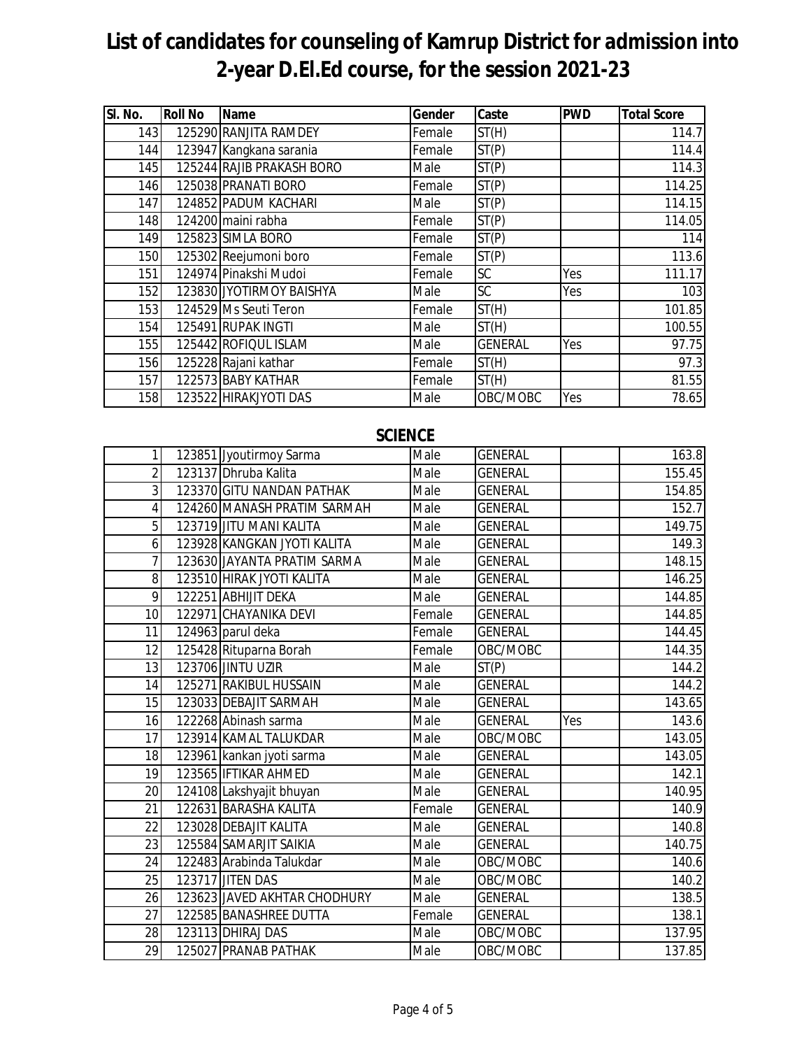# List of candidates for counseling of Kamrup District for admission into 2-year D.El.Ed course, for the session 2021-23

| Sl. No. | Roll No | Name | Gender | Caste | PWD | Total Score |
|---|---|---|---|---|---|---|
| 143 | 125290 | RANJITA RAMDEY | Female | ST(H) | | 114.7 |
| 144 | 123947 | Kangkana sarania | Female | ST(P) | | 114.4 |
| 145 | 125244 | RAJIB PRAKASH BORO | Male | ST(P) | | 114.3 |
| 146 | 125038 | PRANATI BORO | Female | ST(P) | | 114.25 |
| 147 | 124852 | PADUM KACHARI | Male | ST(P) | | 114.15 |
| 148 | 124200 | maini rabha | Female | ST(P) | | 114.05 |
| 149 | 125823 | SIMLA BORO | Female | ST(P) | | 114 |
| 150 | 125302 | Reejumoni boro | Female | ST(P) | | 113.6 |
| 151 | 124974 | Pinakshi Mudoi | Female | SC | Yes | 111.17 |
| 152 | 123830 | JYOTIRMOY BAISHYA | Male | SC | Yes | 103 |
| 153 | 124529 | Ms Seuti Teron | Female | ST(H) | | 101.85 |
| 154 | 125491 | RUPAK INGTI | Male | ST(H) | | 100.55 |
| 155 | 125442 | ROFIQUL ISLAM | Male | GENERAL | Yes | 97.75 |
| 156 | 125228 | Rajani kathar | Female | ST(H) | | 97.3 |
| 157 | 122573 | BABY KATHAR | Female | ST(H) | | 81.55 |
| 158 | 123522 | HIRAKJYOTI DAS | Male | OBC/MOBC | Yes | 78.65 |

## SCIENCE

| Sl. No. | Roll No | Name | Gender | Caste | PWD | Total Score |
|---|---|---|---|---|---|---|
| 1 | 123851 | Jyoutirmoy Sarma | Male | GENERAL | | 163.8 |
| 2 | 123137 | Dhruba Kalita | Male | GENERAL | | 155.45 |
| 3 | 123370 | GITU NANDAN PATHAK | Male | GENERAL | | 154.85 |
| 4 | 124260 | MANASH PRATIM SARMAH | Male | GENERAL | | 152.7 |
| 5 | 123719 | JITU MANI KALITA | Male | GENERAL | | 149.75 |
| 6 | 123928 | KANGKAN JYOTI KALITA | Male | GENERAL | | 149.3 |
| 7 | 123630 | JAYANTA PRATIM SARMA | Male | GENERAL | | 148.15 |
| 8 | 123510 | HIRAK JYOTI KALITA | Male | GENERAL | | 146.25 |
| 9 | 122251 | ABHIJIT DEKA | Male | GENERAL | | 144.85 |
| 10 | 122971 | CHAYANIKA DEVI | Female | GENERAL | | 144.85 |
| 11 | 124963 | parul deka | Female | GENERAL | | 144.45 |
| 12 | 125428 | Rituparna Borah | Female | OBC/MOBC | | 144.35 |
| 13 | 123706 | JINTU UZIR | Male | ST(P) | | 144.2 |
| 14 | 125271 | RAKIBUL HUSSAIN | Male | GENERAL | | 144.2 |
| 15 | 123033 | DEBAJIT SARMAH | Male | GENERAL | | 143.65 |
| 16 | 122268 | Abinash sarma | Male | GENERAL | Yes | 143.6 |
| 17 | 123914 | KAMAL TALUKDAR | Male | OBC/MOBC | | 143.05 |
| 18 | 123961 | kankan jyoti sarma | Male | GENERAL | | 143.05 |
| 19 | 123565 | IFTIKAR AHMED | Male | GENERAL | | 142.1 |
| 20 | 124108 | Lakshyajit bhuyan | Male | GENERAL | | 140.95 |
| 21 | 122631 | BARASHA KALITA | Female | GENERAL | | 140.9 |
| 22 | 123028 | DEBAJIT KALITA | Male | GENERAL | | 140.8 |
| 23 | 125584 | SAMARJIT SAIKIA | Male | GENERAL | | 140.75 |
| 24 | 122483 | Arabinda Talukdar | Male | OBC/MOBC | | 140.6 |
| 25 | 123717 | JITEN DAS | Male | OBC/MOBC | | 140.2 |
| 26 | 123623 | JAVED AKHTAR CHODHURY | Male | GENERAL | | 138.5 |
| 27 | 122585 | BANASHREE DUTTA | Female | GENERAL | | 138.1 |
| 28 | 123113 | DHIRAJ DAS | Male | OBC/MOBC | | 137.95 |
| 29 | 125027 | PRANAB PATHAK | Male | OBC/MOBC | | 137.85 |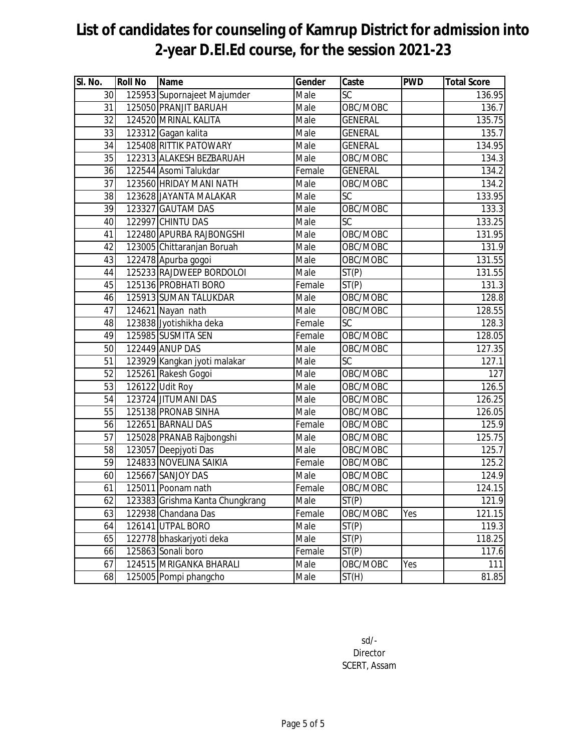# List of candidates for counseling of Kamrup District for admission into 2-year D.El.Ed course, for the session 2021-23

| Sl. No. | Roll No | Name | Gender | Caste | PWD | Total Score |
|---|---|---|---|---|---|---|
| 30 | 125953 | Supornajeet Majumder | Male | SC | | 136.95 |
| 31 | 125050 | PRANJIT BARUAH | Male | OBC/MOBC | | 136.7 |
| 32 | 124520 | MRINAL KALITA | Male | GENERAL | | 135.75 |
| 33 | 123312 | Gagan kalita | Male | GENERAL | | 135.7 |
| 34 | 125408 | RITTIK PATOWARY | Male | GENERAL | | 134.95 |
| 35 | 122313 | ALAKESH BEZBARUAH | Male | OBC/MOBC | | 134.3 |
| 36 | 122544 | Asomi Talukdar | Female | GENERAL | | 134.2 |
| 37 | 123560 | HRIDAY MANI NATH | Male | OBC/MOBC | | 134.2 |
| 38 | 123628 | JAYANTA MALAKAR | Male | SC | | 133.95 |
| 39 | 123327 | GAUTAM DAS | Male | OBC/MOBC | | 133.3 |
| 40 | 122997 | CHINTU DAS | Male | SC | | 133.25 |
| 41 | 122480 | APURBA RAJBONGSHI | Male | OBC/MOBC | | 131.95 |
| 42 | 123005 | Chittaranjan Boruah | Male | OBC/MOBC | | 131.9 |
| 43 | 122478 | Apurba gogoi | Male | OBC/MOBC | | 131.55 |
| 44 | 125233 | RAJDWEEP BORDOLOI | Male | ST(P) | | 131.55 |
| 45 | 125136 | PROBHATI BORO | Female | ST(P) | | 131.3 |
| 46 | 125913 | SUMAN TALUKDAR | Male | OBC/MOBC | | 128.8 |
| 47 | 124621 | Nayan nath | Male | OBC/MOBC | | 128.55 |
| 48 | 123838 | Jyotishikha deka | Female | SC | | 128.3 |
| 49 | 125985 | SUSMITA SEN | Female | OBC/MOBC | | 128.05 |
| 50 | 122449 | ANUP DAS | Male | OBC/MOBC | | 127.35 |
| 51 | 123929 | Kangkan jyoti malakar | Male | SC | | 127.1 |
| 52 | 125261 | Rakesh Gogoi | Male | OBC/MOBC | | 127 |
| 53 | 126122 | Udit Roy | Male | OBC/MOBC | | 126.5 |
| 54 | 123724 | JITUMANI DAS | Male | OBC/MOBC | | 126.25 |
| 55 | 125138 | PRONAB SINHA | Male | OBC/MOBC | | 126.05 |
| 56 | 122651 | BARNALI DAS | Female | OBC/MOBC | | 125.9 |
| 57 | 125028 | PRANAB Rajbongshi | Male | OBC/MOBC | | 125.75 |
| 58 | 123057 | Deepjyoti Das | Male | OBC/MOBC | | 125.7 |
| 59 | 124833 | NOVELINA SAIKIA | Female | OBC/MOBC | | 125.2 |
| 60 | 125667 | SANJOY DAS | Male | OBC/MOBC | | 124.9 |
| 61 | 125011 | Poonam nath | Female | OBC/MOBC | | 124.15 |
| 62 | 123383 | Grishma Kanta Chungkrang | Male | ST(P) | | 121.9 |
| 63 | 122938 | Chandana Das | Female | OBC/MOBC | Yes | 121.15 |
| 64 | 126141 | UTPAL BORO | Male | ST(P) | | 119.3 |
| 65 | 122778 | bhaskarjyoti deka | Male | ST(P) | | 118.25 |
| 66 | 125863 | Sonali boro | Female | ST(P) | | 117.6 |
| 67 | 124515 | MRIGANKA BHARALI | Male | OBC/MOBC | Yes | 111 |
| 68 | 125005 | Pompi phangcho | Male | ST(H) | | 81.85 |

sd/-
Director
SCERT, Assam